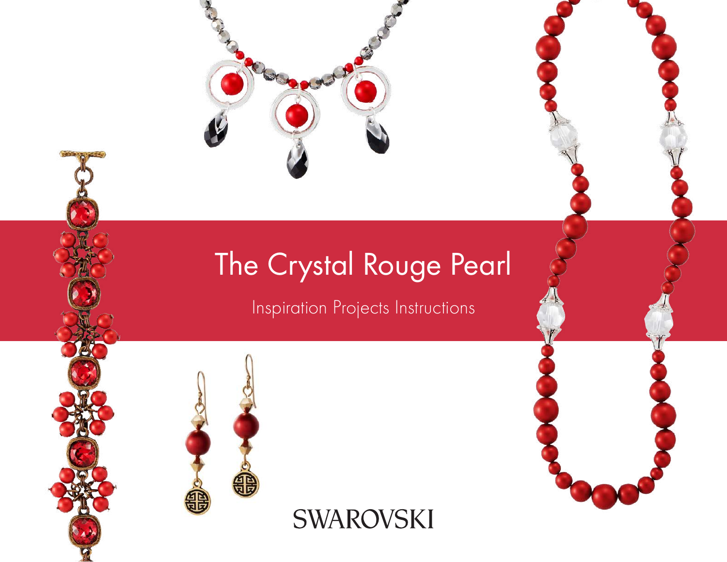# The Crystal Rouge Pearl

Inspiration Projects Instructions

SWAROVSKI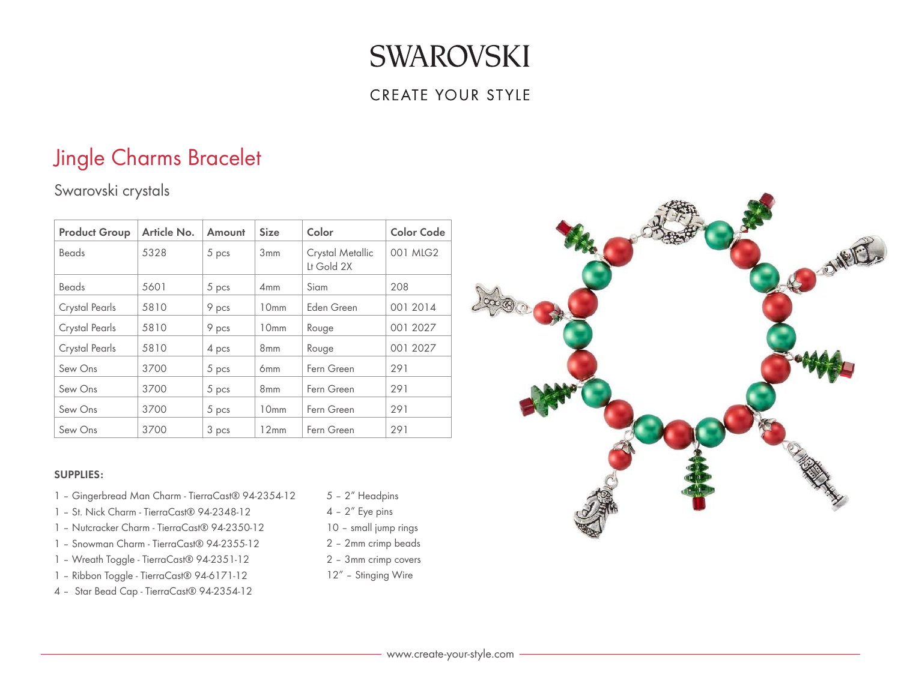# SWAROVSKI

CREATE YOUR STYLE

## Jingle Charms Bracelet

Swarovski crystals

| Product Group | Article No. | Amount | Size | Color | Color Code |
|---|---|---|---|---|---|
| Beads | 5328 | 5 pcs | 3mm | Crystal Metallic Lt Gold 2X | 001 MLG2 |
| Beads | 5601 | 5 pcs | 4mm | Siam | 208 |
| Crystal Pearls | 5810 | 9 pcs | 10mm | Eden Green | 001 2014 |
| Crystal Pearls | 5810 | 9 pcs | 10mm | Rouge | 001 2027 |
| Crystal Pearls | 5810 | 4 pcs | 8mm | Rouge | 001 2027 |
| Sew Ons | 3700 | 5 pcs | 6mm | Fern Green | 291 |
| Sew Ons | 3700 | 5 pcs | 8mm | Fern Green | 291 |
| Sew Ons | 3700 | 5 pcs | 10mm | Fern Green | 291 |
| Sew Ons | 3700 | 3 pcs | 12mm | Fern Green | 291 |

**SUPPLIES:**

1 – Gingerbread Man Charm - TierraCast® 94-2354-12
1 – St. Nick Charm - TierraCast® 94-2348-12
1 – Nutcracker Charm - TierraCast® 94-2350-12
1 – Snowman Charm - TierraCast® 94-2355-12
1 – Wreath Toggle - TierraCast® 94-2351-12
1 – Ribbon Toggle - TierraCast® 94-6171-12
4 – Star Bead Cap - TierraCast® 94-2354-12

5 – 2" Headpins
4 – 2" Eye pins
10 – small jump rings
2 – 2mm crimp beads
2 – 3mm crimp covers
12" – Stinging Wire

www.create-your-style.com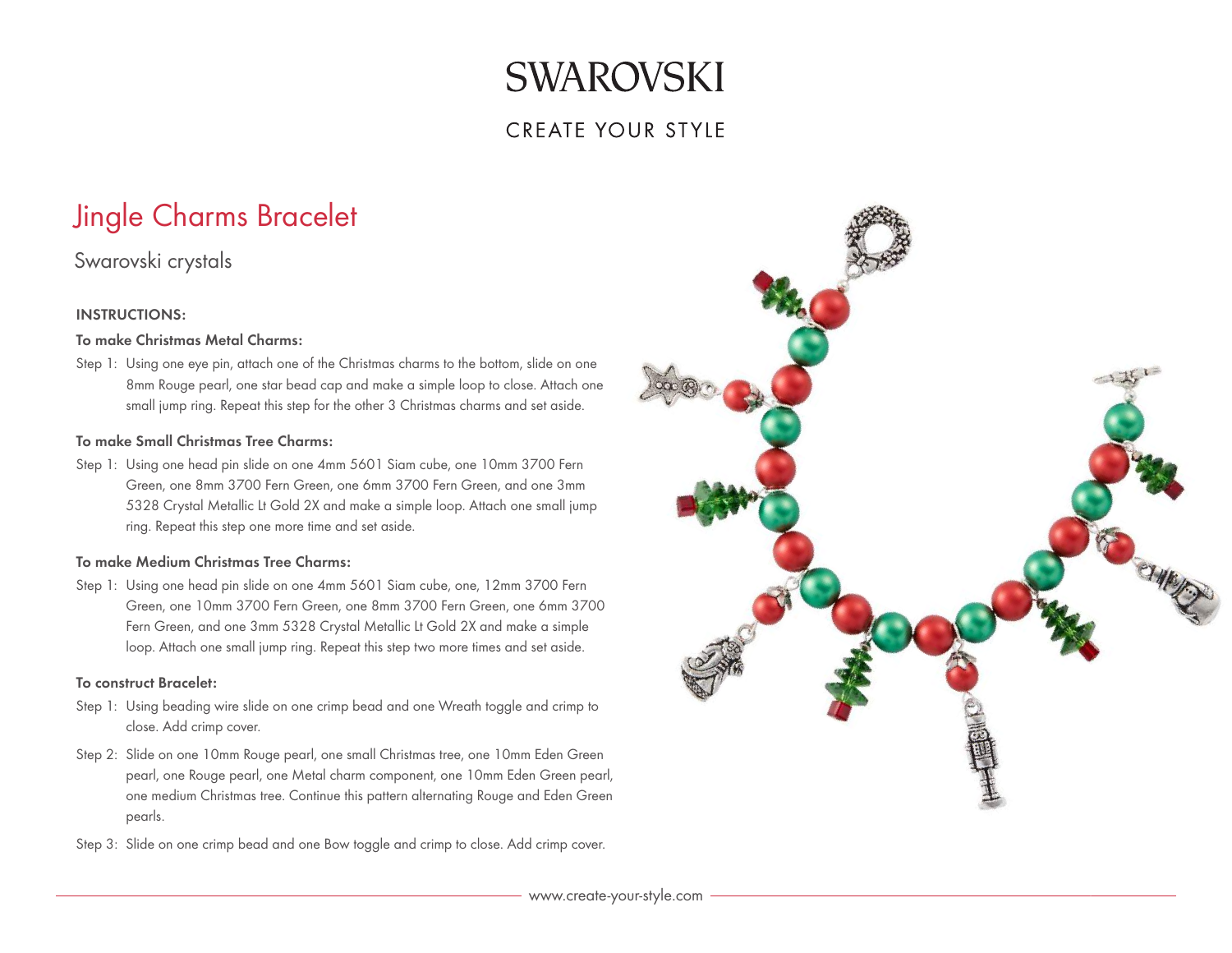# SWAROVSKI

CREATE YOUR STYLE

## Jingle Charms Bracelet

Swarovski crystals

### INSTRUCTIONS:

**To make Christmas Metal Charms:**

Step 1: Using one eye pin, attach one of the Christmas charms to the bottom, slide on one 8mm Rouge pearl, one star bead cap and make a simple loop to close. Attach one small jump ring. Repeat this step for the other 3 Christmas charms and set aside.

**To make Small Christmas Tree Charms:**

Step 1: Using one head pin slide on one 4mm 5601 Siam cube, one 10mm 3700 Fern Green, one 8mm 3700 Fern Green, one 6mm 3700 Fern Green, and one 3mm 5328 Crystal Metallic Lt Gold 2X and make a simple loop. Attach one small jump ring. Repeat this step one more time and set aside.

**To make Medium Christmas Tree Charms:**

Step 1: Using one head pin slide on one 4mm 5601 Siam cube, one, 12mm 3700 Fern Green, one 10mm 3700 Fern Green, one 8mm 3700 Fern Green, one 6mm 3700 Fern Green, and one 3mm 5328 Crystal Metallic Lt Gold 2X and make a simple loop. Attach one small jump ring. Repeat this step two more times and set aside.

**To construct Bracelet:**

Step 1: Using beading wire slide on one crimp bead and one Wreath toggle and crimp to close. Add crimp cover.

Step 2: Slide on one 10mm Rouge pearl, one small Christmas tree, one 10mm Eden Green pearl, one Rouge pearl, one Metal charm component, one 10mm Eden Green pearl, one medium Christmas tree. Continue this pattern alternating Rouge and Eden Green pearls.

Step 3: Slide on one crimp bead and one Bow toggle and crimp to close. Add crimp cover.

www.create-your-style.com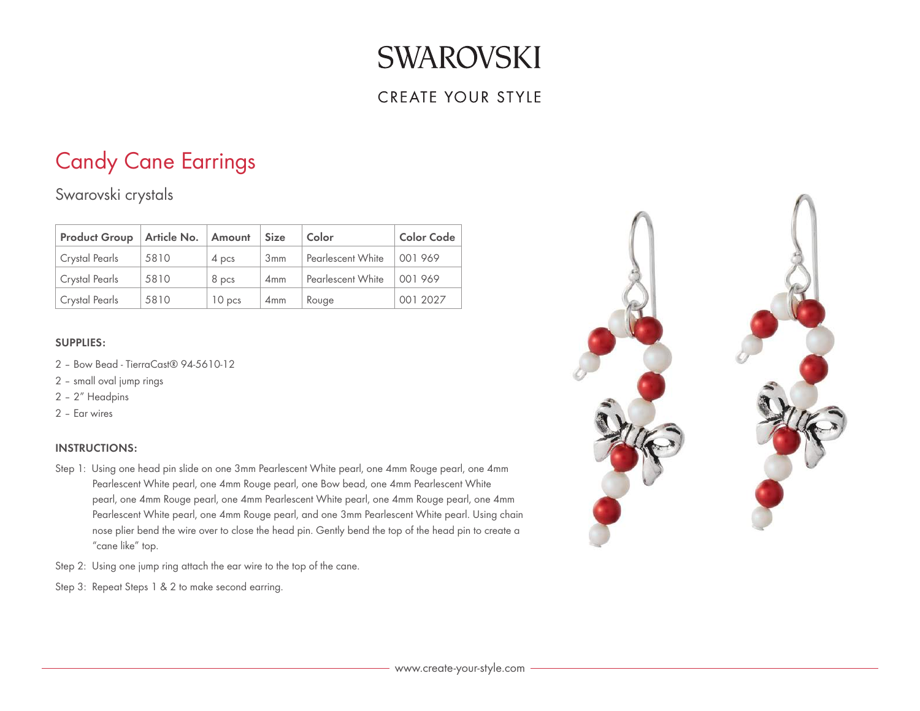# SWAROVSKI

CREATE YOUR STYLE

## Candy Cane Earrings

### Swarovski crystals

| Product Group | Article No. | Amount | Size | Color | Color Code |
| --- | --- | --- | --- | --- | --- |
| Crystal Pearls | 5810 | 4 pcs | 3mm | Pearlescent White | 001 969 |
| Crystal Pearls | 5810 | 8 pcs | 4mm | Pearlescent White | 001 969 |
| Crystal Pearls | 5810 | 10 pcs | 4mm | Rouge | 001 2027 |

**SUPPLIES:**

2 – Bow Bead - TierraCast® 94-5610-12
2 – small oval jump rings
2 – 2" Headpins
2 – Ear wires

**INSTRUCTIONS:**

Step 1: Using one head pin slide on one 3mm Pearlescent White pearl, one 4mm Rouge pearl, one 4mm Pearlescent White pearl, one 4mm Rouge pearl, one Bow bead, one 4mm Pearlescent White pearl, one 4mm Rouge pearl, one 4mm Pearlescent White pearl, one 4mm Rouge pearl, one 4mm Pearlescent White pearl, one 4mm Rouge pearl, and one 3mm Pearlescent White pearl. Using chain nose plier bend the wire over to close the head pin. Gently bend the top of the head pin to create a "cane like" top.

Step 2: Using one jump ring attach the ear wire to the top of the cane.

Step 3: Repeat Steps 1 & 2 to make second earring.

www.create-your-style.com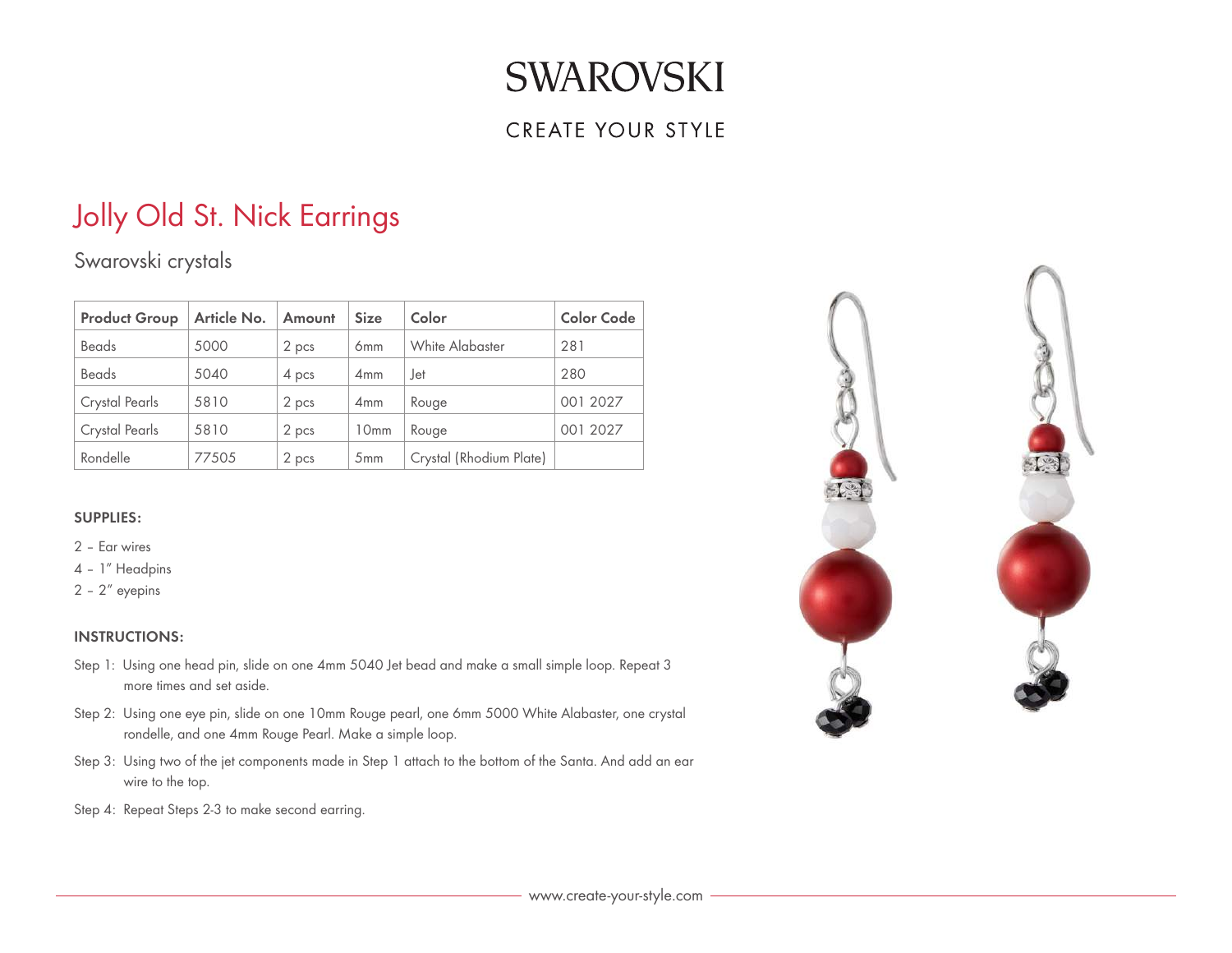# SWAROVSKI

CREATE YOUR STYLE

## Jolly Old St. Nick Earrings

### Swarovski crystals

| Product Group | Article No. | Amount | Size | Color | Color Code |
|---|---|---|---|---|---|
| Beads | 5000 | 2 pcs | 6mm | White Alabaster | 281 |
| Beads | 5040 | 4 pcs | 4mm | Jet | 280 |
| Crystal Pearls | 5810 | 2 pcs | 4mm | Rouge | 001 2027 |
| Crystal Pearls | 5810 | 2 pcs | 10mm | Rouge | 001 2027 |
| Rondelle | 77505 | 2 pcs | 5mm | Crystal (Rhodium Plate) | |

**SUPPLIES:**

2 – Ear wires
4 – 1" Headpins
2 – 2" eyepins

**INSTRUCTIONS:**

Step 1: Using one head pin, slide on one 4mm 5040 Jet bead and make a small simple loop. Repeat 3 more times and set aside.

Step 2: Using one eye pin, slide on one 10mm Rouge pearl, one 6mm 5000 White Alabaster, one crystal rondelle, and one 4mm Rouge Pearl. Make a simple loop.

Step 3: Using two of the jet components made in Step 1 attach to the bottom of the Santa. And add an ear wire to the top.

Step 4: Repeat Steps 2-3 to make second earring.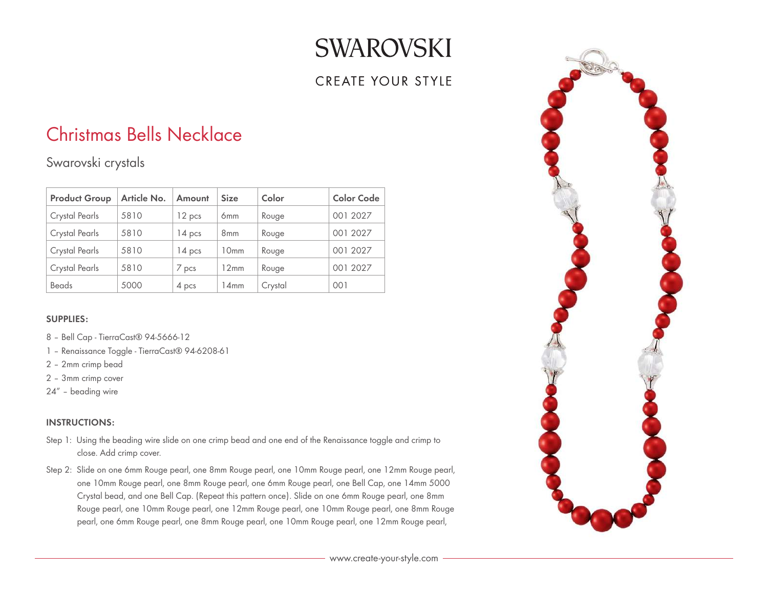SWAROVSKI

CREATE YOUR STYLE

# Christmas Bells Necklace

## Swarovski crystals

| Product Group | Article No. | Amount | Size | Color | Color Code |
|---|---|---|---|---|---|
| Crystal Pearls | 5810 | 12 pcs | 6mm | Rouge | 001 2027 |
| Crystal Pearls | 5810 | 14 pcs | 8mm | Rouge | 001 2027 |
| Crystal Pearls | 5810 | 14 pcs | 10mm | Rouge | 001 2027 |
| Crystal Pearls | 5810 | 7 pcs | 12mm | Rouge | 001 2027 |
| Beads | 5000 | 4 pcs | 14mm | Crystal | 001 |

**SUPPLIES:**

8 – Bell Cap - TierraCast® 94-5666-12
1 – Renaissance Toggle - TierraCast® 94-6208-61
2 – 2mm crimp bead
2 – 3mm crimp cover
24" – beading wire

**INSTRUCTIONS:**

Step 1: Using the beading wire slide on one crimp bead and one end of the Renaissance toggle and crimp to close. Add crimp cover.

Step 2: Slide on one 6mm Rouge pearl, one 8mm Rouge pearl, one 10mm Rouge pearl, one 12mm Rouge pearl, one 10mm Rouge pearl, one 8mm Rouge pearl, one 6mm Rouge pearl, one Bell Cap, one 14mm 5000 Crystal bead, and one Bell Cap. (Repeat this pattern once). Slide on one 6mm Rouge pearl, one 8mm Rouge pearl, one 10mm Rouge pearl, one 12mm Rouge pearl, one 10mm Rouge pearl, one 8mm Rouge pearl, one 6mm Rouge pearl, one 8mm Rouge pearl, one 10mm Rouge pearl, one 12mm Rouge pearl,

www.create-your-style.com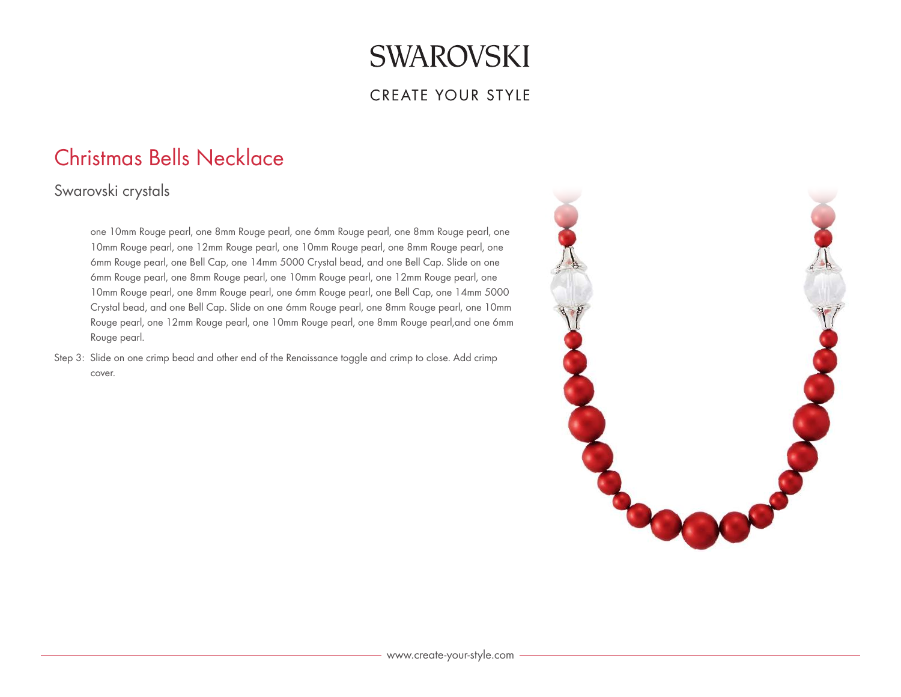SWAROVSKI

CREATE YOUR STYLE

# Christmas Bells Necklace

## Swarovski crystals

one 10mm Rouge pearl, one 8mm Rouge pearl, one 6mm Rouge pearl, one 8mm Rouge pearl, one 10mm Rouge pearl, one 12mm Rouge pearl, one 10mm Rouge pearl, one 8mm Rouge pearl, one 6mm Rouge pearl, one Bell Cap, one 14mm 5000 Crystal bead, and one Bell Cap. Slide on one 6mm Rouge pearl, one 8mm Rouge pearl, one 10mm Rouge pearl, one 12mm Rouge pearl, one 10mm Rouge pearl, one 8mm Rouge pearl, one 6mm Rouge pearl, one Bell Cap, one 14mm 5000 Crystal bead, and one Bell Cap. Slide on one 6mm Rouge pearl, one 8mm Rouge pearl, one 10mm Rouge pearl, one 12mm Rouge pearl, one 10mm Rouge pearl, one 8mm Rouge pearl,and one 6mm Rouge pearl.

Step 3: Slide on one crimp bead and other end of the Renaissance toggle and crimp to close. Add crimp cover.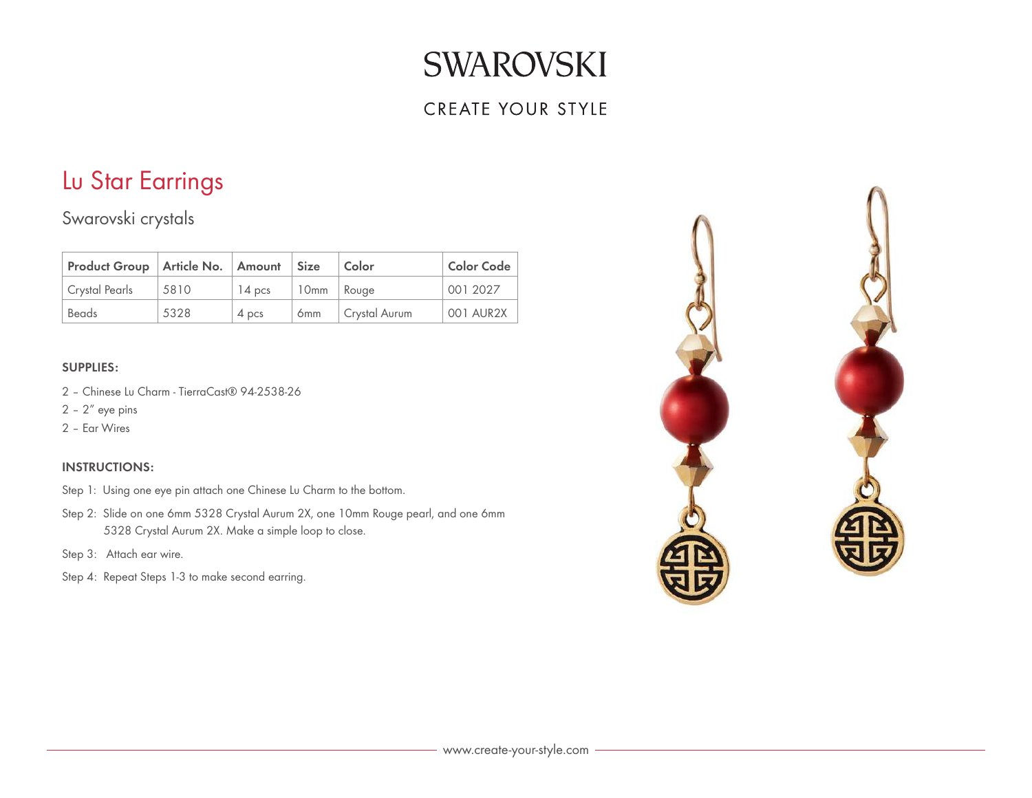SWAROVSKI

CREATE YOUR STYLE

# Lu Star Earrings

## Swarovski crystals

| Product Group | Article No. | Amount | Size | Color | Color Code |
|---|---|---|---|---|---|
| Crystal Pearls | 5810 | 14 pcs | 10mm | Rouge | 001 2027 |
| Beads | 5328 | 4 pcs | 6mm | Crystal Aurum | 001 AUR2X |

### SUPPLIES:

2 – Chinese Lu Charm - TierraCast® 94-2538-26

2 – 2" eye pins

2 – Ear Wires

### INSTRUCTIONS:

Step 1: Using one eye pin attach one Chinese Lu Charm to the bottom.

Step 2: Slide on one 6mm 5328 Crystal Aurum 2X, one 10mm Rouge pearl, and one 6mm 5328 Crystal Aurum 2X. Make a simple loop to close.

Step 3: Attach ear wire.

Step 4: Repeat Steps 1-3 to make second earring.

www.create-your-style.com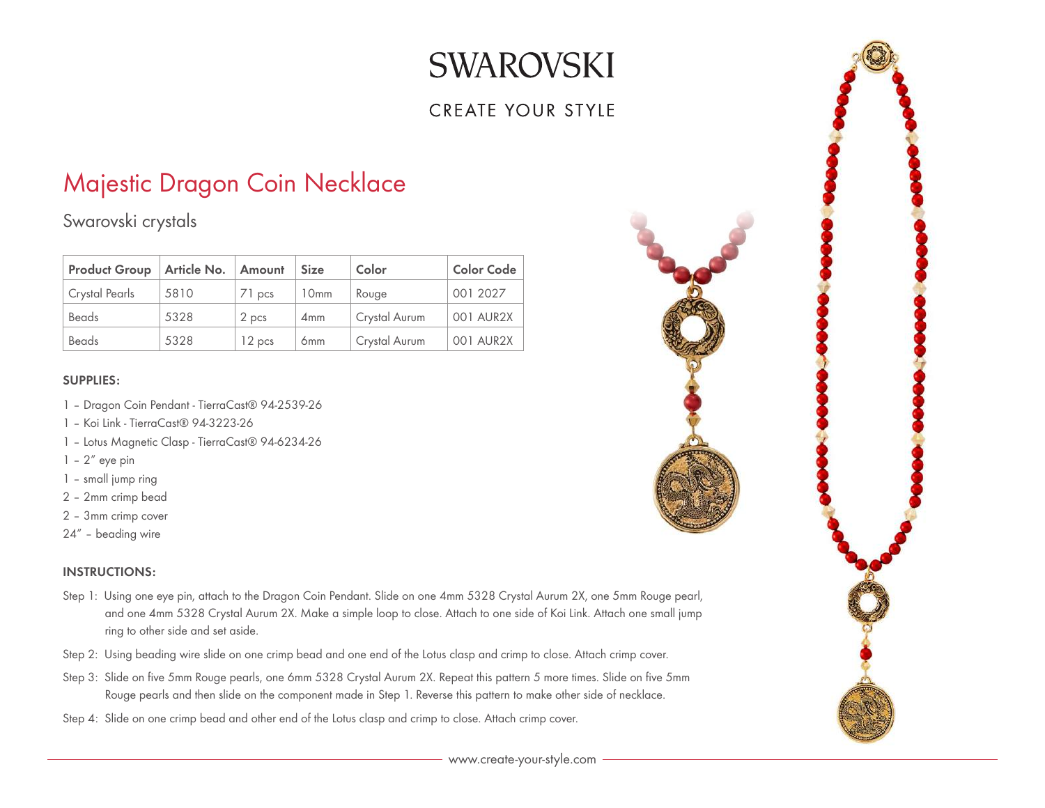SWAROVSKI

CREATE YOUR STYLE

# Majestic Dragon Coin Necklace

## Swarovski crystals

| Product Group | Article No. | Amount | Size | Color | Color Code |
|---|---|---|---|---|---|
| Crystal Pearls | 5810 | 71 pcs | 10mm | Rouge | 001 2027 |
| Beads | 5328 | 2 pcs | 4mm | Crystal Aurum | 001 AUR2X |
| Beads | 5328 | 12 pcs | 6mm | Crystal Aurum | 001 AUR2X |

**SUPPLIES:**

1 – Dragon Coin Pendant - TierraCast® 94-2539-26
1 – Koi Link - TierraCast® 94-3223-26
1 – Lotus Magnetic Clasp - TierraCast® 94-6234-26
1 – 2" eye pin
1 – small jump ring
2 – 2mm crimp bead
2 – 3mm crimp cover
24" – beading wire

**INSTRUCTIONS:**

Step 1: Using one eye pin, attach to the Dragon Coin Pendant. Slide on one 4mm 5328 Crystal Aurum 2X, one 5mm Rouge pearl, and one 4mm 5328 Crystal Aurum 2X. Make a simple loop to close. Attach to one side of Koi Link. Attach one small jump ring to other side and set aside.

Step 2: Using beading wire slide on one crimp bead and one end of the Lotus clasp and crimp to close. Attach crimp cover.

Step 3: Slide on five 5mm Rouge pearls, one 6mm 5328 Crystal Aurum 2X. Repeat this pattern 5 more times. Slide on five 5mm Rouge pearls and then slide on the component made in Step 1. Reverse this pattern to make other side of necklace.

Step 4: Slide on one crimp bead and other end of the Lotus clasp and crimp to close. Attach crimp cover.

www.create-your-style.com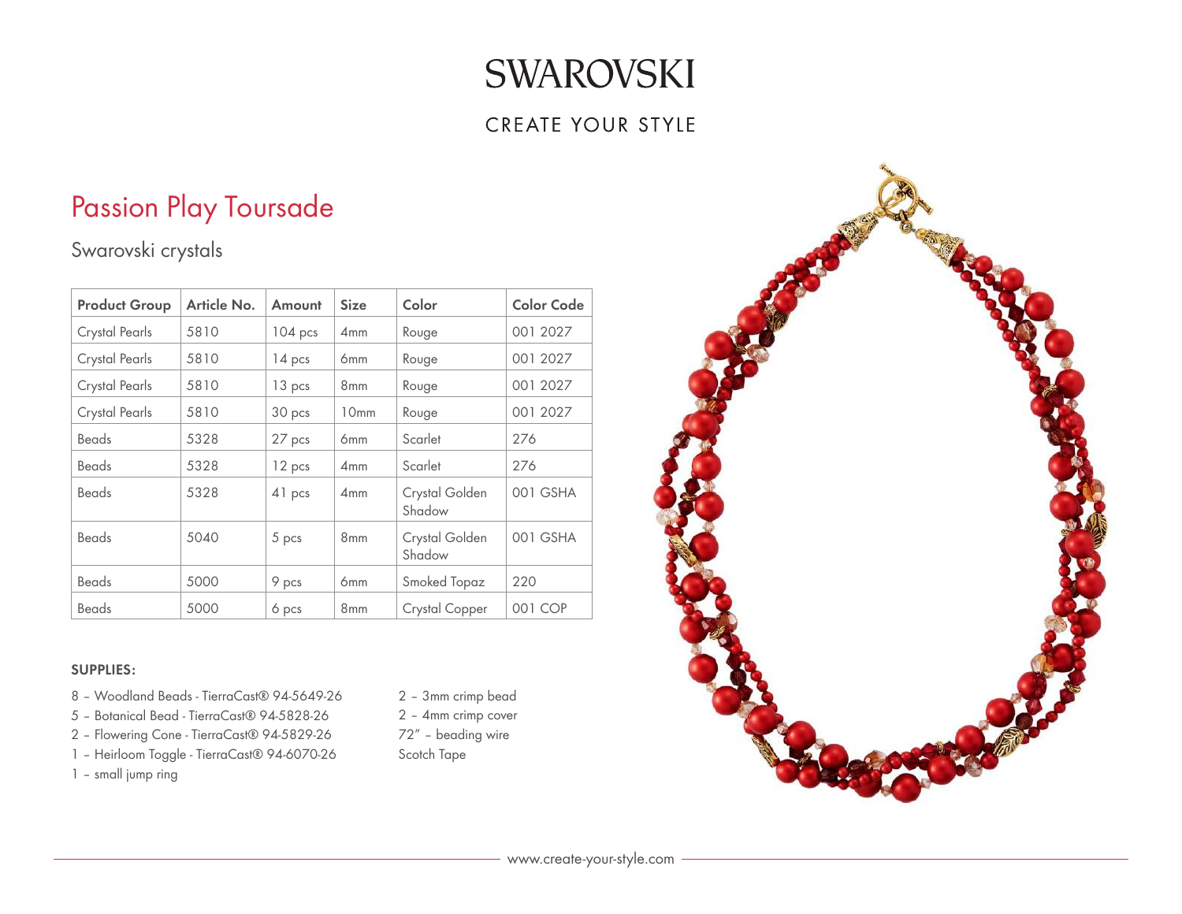# SWAROVSKI

CREATE YOUR STYLE

## Passion Play Toursade

Swarovski crystals

| Product Group | Article No. | Amount | Size | Color | Color Code |
|---|---|---|---|---|---|
| Crystal Pearls | 5810 | 104 pcs | 4mm | Rouge | 001 2027 |
| Crystal Pearls | 5810 | 14 pcs | 6mm | Rouge | 001 2027 |
| Crystal Pearls | 5810 | 13 pcs | 8mm | Rouge | 001 2027 |
| Crystal Pearls | 5810 | 30 pcs | 10mm | Rouge | 001 2027 |
| Beads | 5328 | 27 pcs | 6mm | Scarlet | 276 |
| Beads | 5328 | 12 pcs | 4mm | Scarlet | 276 |
| Beads | 5328 | 41 pcs | 4mm | Crystal Golden Shadow | 001 GSHA |
| Beads | 5040 | 5 pcs | 8mm | Crystal Golden Shadow | 001 GSHA |
| Beads | 5000 | 9 pcs | 6mm | Smoked Topaz | 220 |
| Beads | 5000 | 6 pcs | 8mm | Crystal Copper | 001 COP |

**SUPPLIES:**

8 – Woodland Beads - TierraCast® 94-5649-26
5 – Botanical Bead - TierraCast® 94-5828-26
2 – Flowering Cone - TierraCast® 94-5829-26
1 – Heirloom Toggle - TierraCast® 94-6070-26
1 – small jump ring
2 – 3mm crimp bead
2 – 4mm crimp cover
72" – beading wire
Scotch Tape

www.create-your-style.com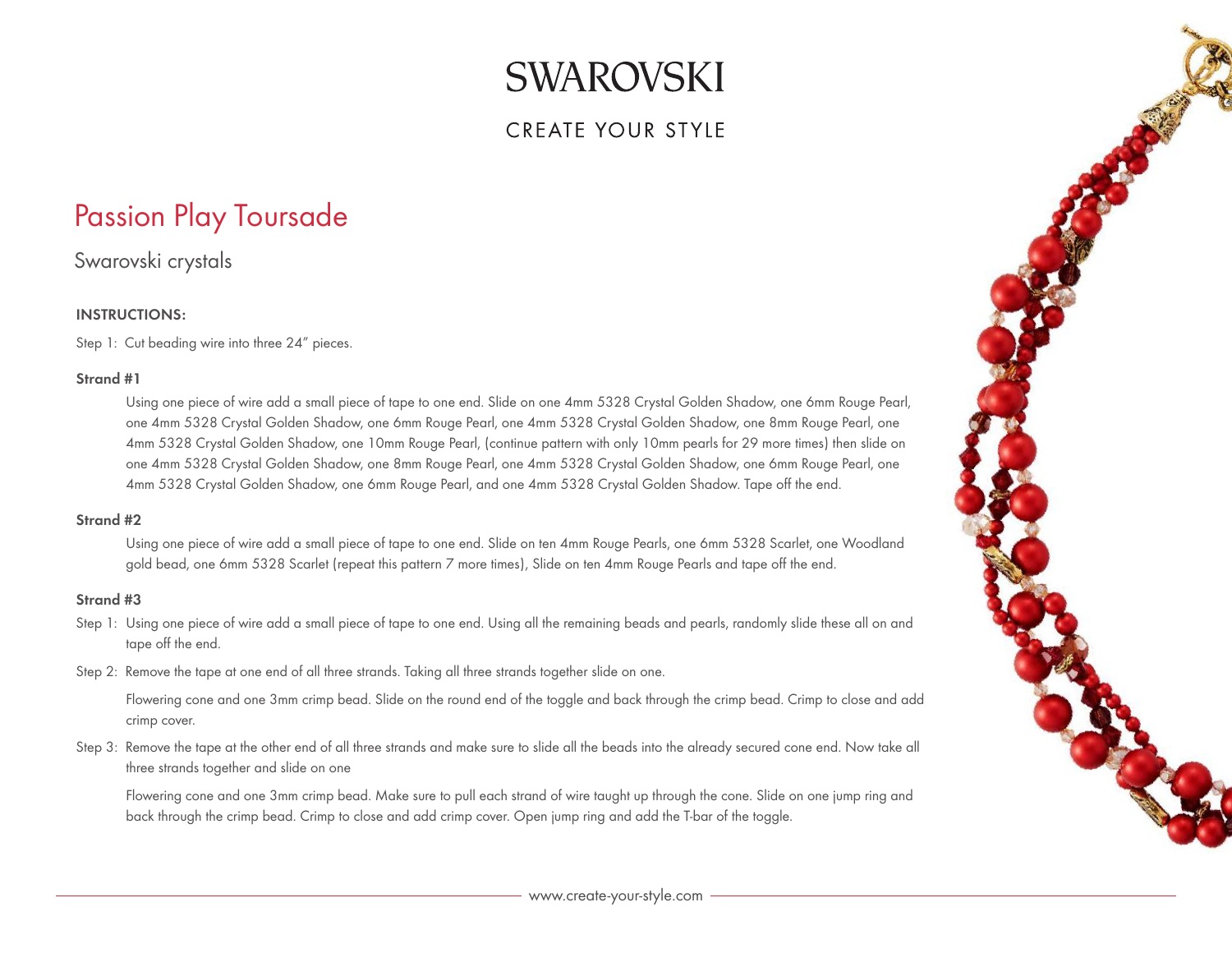# SWAROVSKI

CREATE YOUR STYLE

## Passion Play Toursade

Swarovski crystals

### INSTRUCTIONS:

Step 1: Cut beading wire into three 24" pieces.

#### Strand #1

Using one piece of wire add a small piece of tape to one end. Slide on one 4mm 5328 Crystal Golden Shadow, one 6mm Rouge Pearl, one 4mm 5328 Crystal Golden Shadow, one 6mm Rouge Pearl, one 4mm 5328 Crystal Golden Shadow, one 8mm Rouge Pearl, one 4mm 5328 Crystal Golden Shadow, one 10mm Rouge Pearl, (continue pattern with only 10mm pearls for 29 more times) then slide on one 4mm 5328 Crystal Golden Shadow, one 8mm Rouge Pearl, one 4mm 5328 Crystal Golden Shadow, one 6mm Rouge Pearl, one 4mm 5328 Crystal Golden Shadow, one 6mm Rouge Pearl, and one 4mm 5328 Crystal Golden Shadow. Tape off the end.

#### Strand #2

Using one piece of wire add a small piece of tape to one end. Slide on ten 4mm Rouge Pearls, one 6mm 5328 Scarlet, one Woodland gold bead, one 6mm 5328 Scarlet (repeat this pattern 7 more times), Slide on ten 4mm Rouge Pearls and tape off the end.

#### Strand #3

Step 1: Using one piece of wire add a small piece of tape to one end. Using all the remaining beads and pearls, randomly slide these all on and tape off the end.

Step 2: Remove the tape at one end of all three strands. Taking all three strands together slide on one.

Flowering cone and one 3mm crimp bead. Slide on the round end of the toggle and back through the crimp bead. Crimp to close and add crimp cover.

Step 3: Remove the tape at the other end of all three strands and make sure to slide all the beads into the already secured cone end. Now take all three strands together and slide on one

Flowering cone and one 3mm crimp bead. Make sure to pull each strand of wire taught up through the cone. Slide on one jump ring and back through the crimp bead. Crimp to close and add crimp cover. Open jump ring and add the T-bar of the toggle.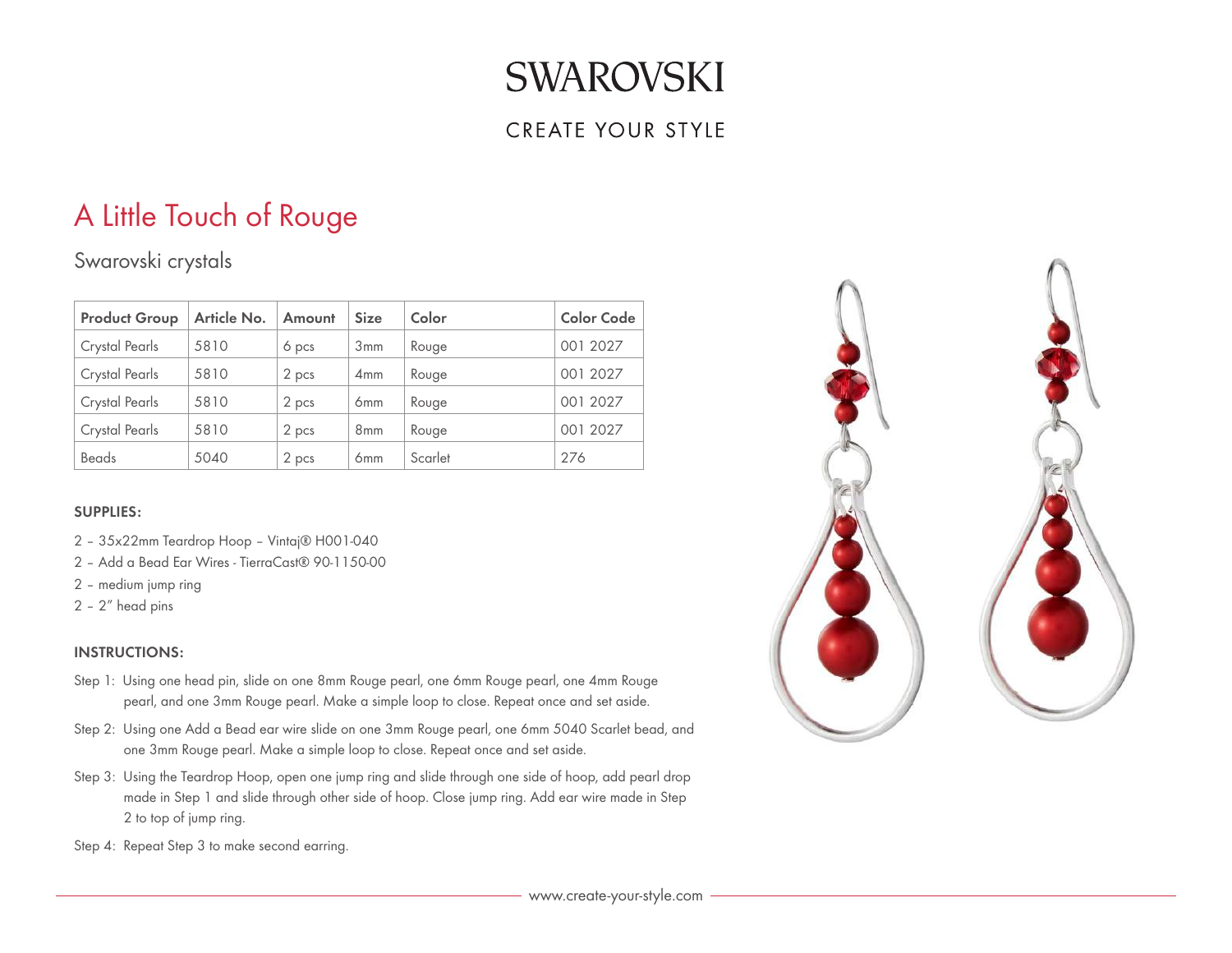# SWAROVSKI

CREATE YOUR STYLE

## A Little Touch of Rouge

### Swarovski crystals

| Product Group | Article No. | Amount | Size | Color | Color Code |
| --- | --- | --- | --- | --- | --- |
| Crystal Pearls | 5810 | 6 pcs | 3mm | Rouge | 001 2027 |
| Crystal Pearls | 5810 | 2 pcs | 4mm | Rouge | 001 2027 |
| Crystal Pearls | 5810 | 2 pcs | 6mm | Rouge | 001 2027 |
| Crystal Pearls | 5810 | 2 pcs | 8mm | Rouge | 001 2027 |
| Beads | 5040 | 2 pcs | 6mm | Scarlet | 276 |

**SUPPLIES:**

2 – 35x22mm Teardrop Hoop – Vintaj® H001-040
2 – Add a Bead Ear Wires - TierraCast® 90-1150-00
2 – medium jump ring
2 – 2" head pins

**INSTRUCTIONS:**

Step 1: Using one head pin, slide on one 8mm Rouge pearl, one 6mm Rouge pearl, one 4mm Rouge pearl, and one 3mm Rouge pearl. Make a simple loop to close. Repeat once and set aside.

Step 2: Using one Add a Bead ear wire slide on one 3mm Rouge pearl, one 6mm 5040 Scarlet bead, and one 3mm Rouge pearl. Make a simple loop to close. Repeat once and set aside.

Step 3: Using the Teardrop Hoop, open one jump ring and slide through one side of hoop, add pearl drop made in Step 1 and slide through other side of hoop. Close jump ring. Add ear wire made in Step 2 to top of jump ring.

Step 4: Repeat Step 3 to make second earring.

www.create-your-style.com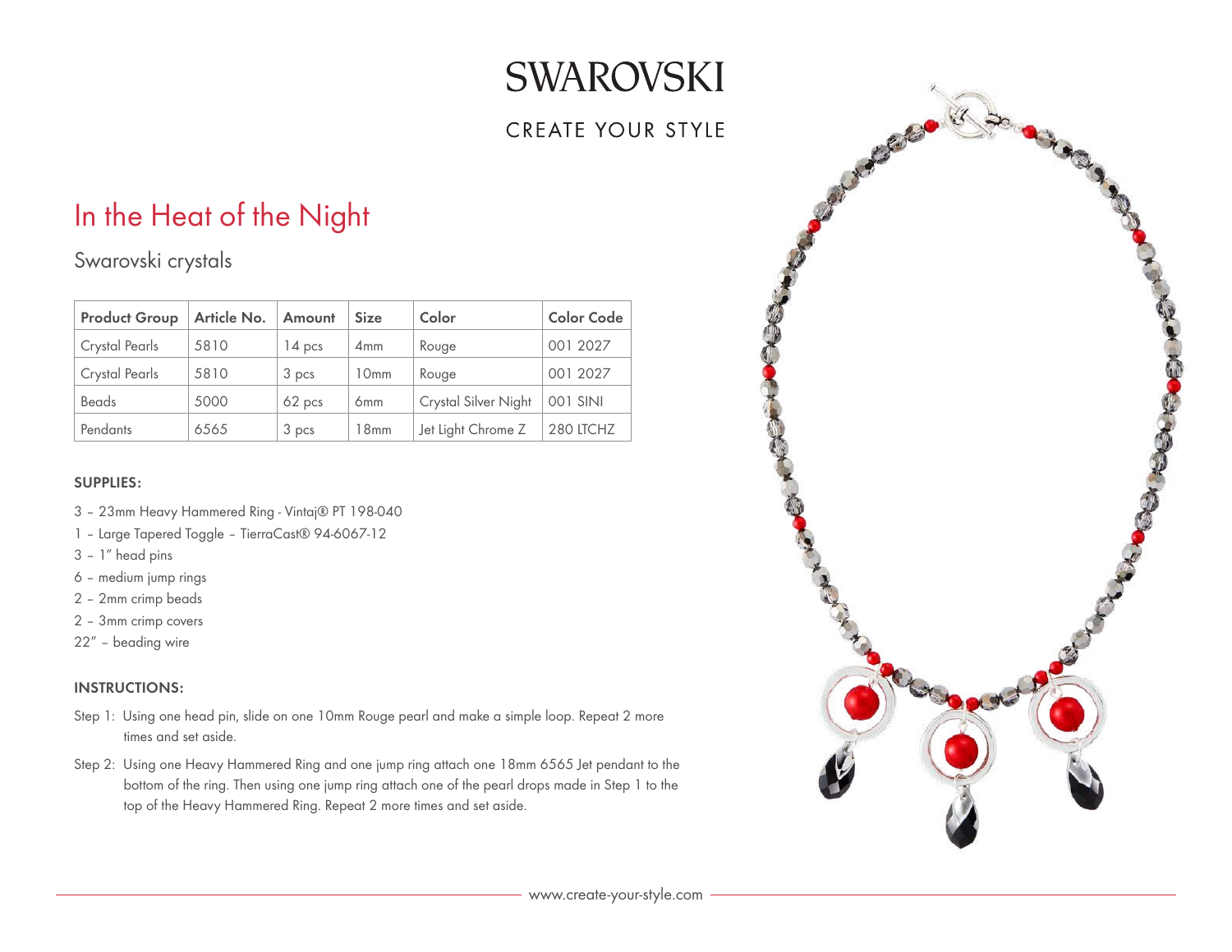# SWAROVSKI

CREATE YOUR STYLE

## In the Heat of the Night

Swarovski crystals

| Product Group | Article No. | Amount | Size | Color | Color Code |
|---|---|---|---|---|---|
| Crystal Pearls | 5810 | 14 pcs | 4mm | Rouge | 001 2027 |
| Crystal Pearls | 5810 | 3 pcs | 10mm | Rouge | 001 2027 |
| Beads | 5000 | 62 pcs | 6mm | Crystal Silver Night | 001 SINI |
| Pendants | 6565 | 3 pcs | 18mm | Jet Light Chrome Z | 280 LTCHZ |

### SUPPLIES:

3 – 23mm Heavy Hammered Ring - Vintaj® PT 198-040
1 – Large Tapered Toggle – TierraCast® 94-6067-12
3 – 1" head pins
6 – medium jump rings
2 – 2mm crimp beads
2 – 3mm crimp covers
22" – beading wire

### INSTRUCTIONS:

Step 1: Using one head pin, slide on one 10mm Rouge pearl and make a simple loop. Repeat 2 more times and set aside.

Step 2: Using one Heavy Hammered Ring and one jump ring attach one 18mm 6565 Jet pendant to the bottom of the ring. Then using one jump ring attach one of the pearl drops made in Step 1 to the top of the Heavy Hammered Ring. Repeat 2 more times and set aside.

www.create-your-style.com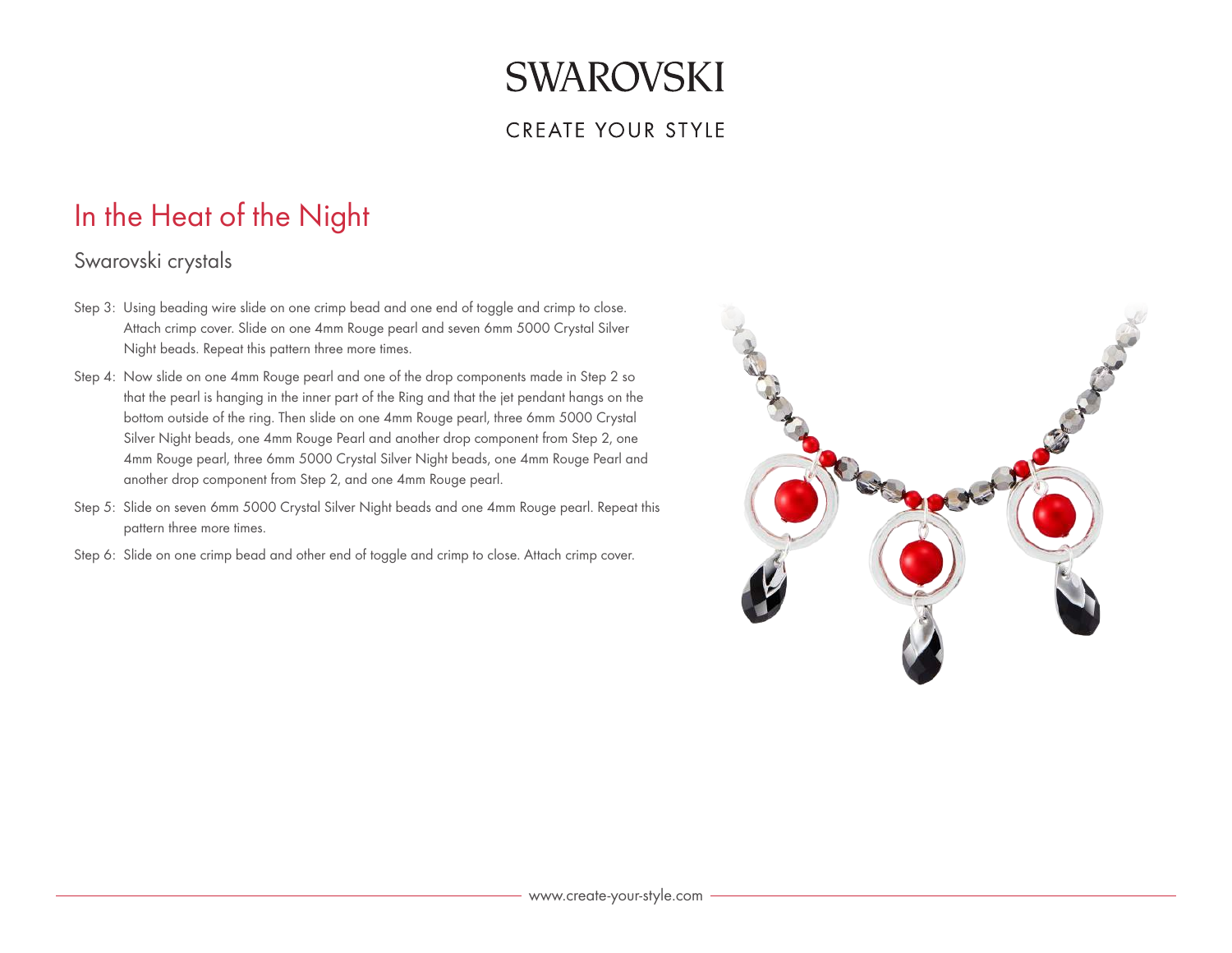# SWAROVSKI

CREATE YOUR STYLE

## In the Heat of the Night

### Swarovski crystals

Step 3: Using beading wire slide on one crimp bead and one end of toggle and crimp to close. Attach crimp cover. Slide on one 4mm Rouge pearl and seven 6mm 5000 Crystal Silver Night beads. Repeat this pattern three more times.

Step 4: Now slide on one 4mm Rouge pearl and one of the drop components made in Step 2 so that the pearl is hanging in the inner part of the Ring and that the jet pendant hangs on the bottom outside of the ring. Then slide on one 4mm Rouge pearl, three 6mm 5000 Crystal Silver Night beads, one 4mm Rouge Pearl and another drop component from Step 2, one 4mm Rouge pearl, three 6mm 5000 Crystal Silver Night beads, one 4mm Rouge Pearl and another drop component from Step 2, and one 4mm Rouge pearl.

Step 5: Slide on seven 6mm 5000 Crystal Silver Night beads and one 4mm Rouge pearl. Repeat this pattern three more times.

Step 6: Slide on one crimp bead and other end of toggle and crimp to close. Attach crimp cover.

www.create-your-style.com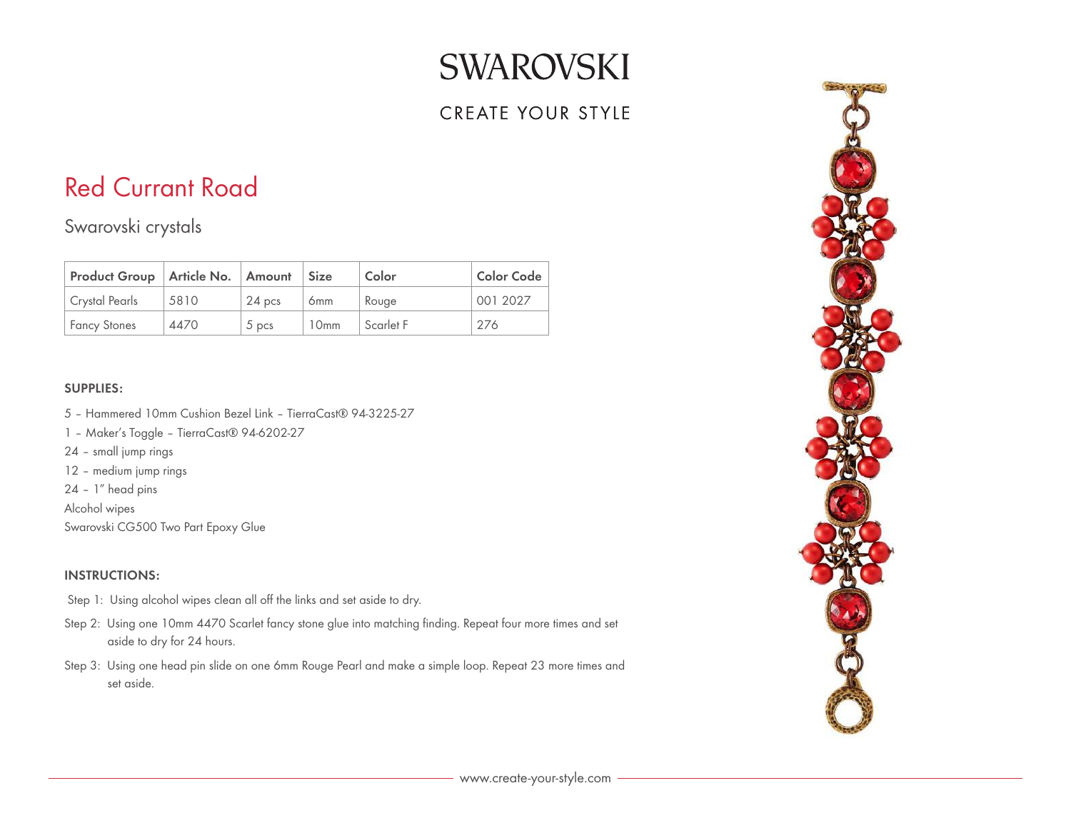SWAROVSKI

CREATE YOUR STYLE

# Red Currant Road

## Swarovski crystals

| Product Group | Article No. | Amount | Size | Color | Color Code |
|---|---|---|---|---|---|
| Crystal Pearls | 5810 | 24 pcs | 6mm | Rouge | 001 2027 |
| Fancy Stones | 4470 | 5 pcs | 10mm | Scarlet F | 276 |

### SUPPLIES:

5 – Hammered 10mm Cushion Bezel Link – TierraCast® 94-3225-27

1 – Maker's Toggle – TierraCast® 94-6202-27

24 – small jump rings

12 – medium jump rings

24 – 1" head pins

Alcohol wipes

Swarovski CG500 Two Part Epoxy Glue

### INSTRUCTIONS:

Step 1: Using alcohol wipes clean all off the links and set aside to dry.

Step 2: Using one 10mm 4470 Scarlet fancy stone glue into matching finding. Repeat four more times and set aside to dry for 24 hours.

Step 3: Using one head pin slide on one 6mm Rouge Pearl and make a simple loop. Repeat 23 more times and set aside.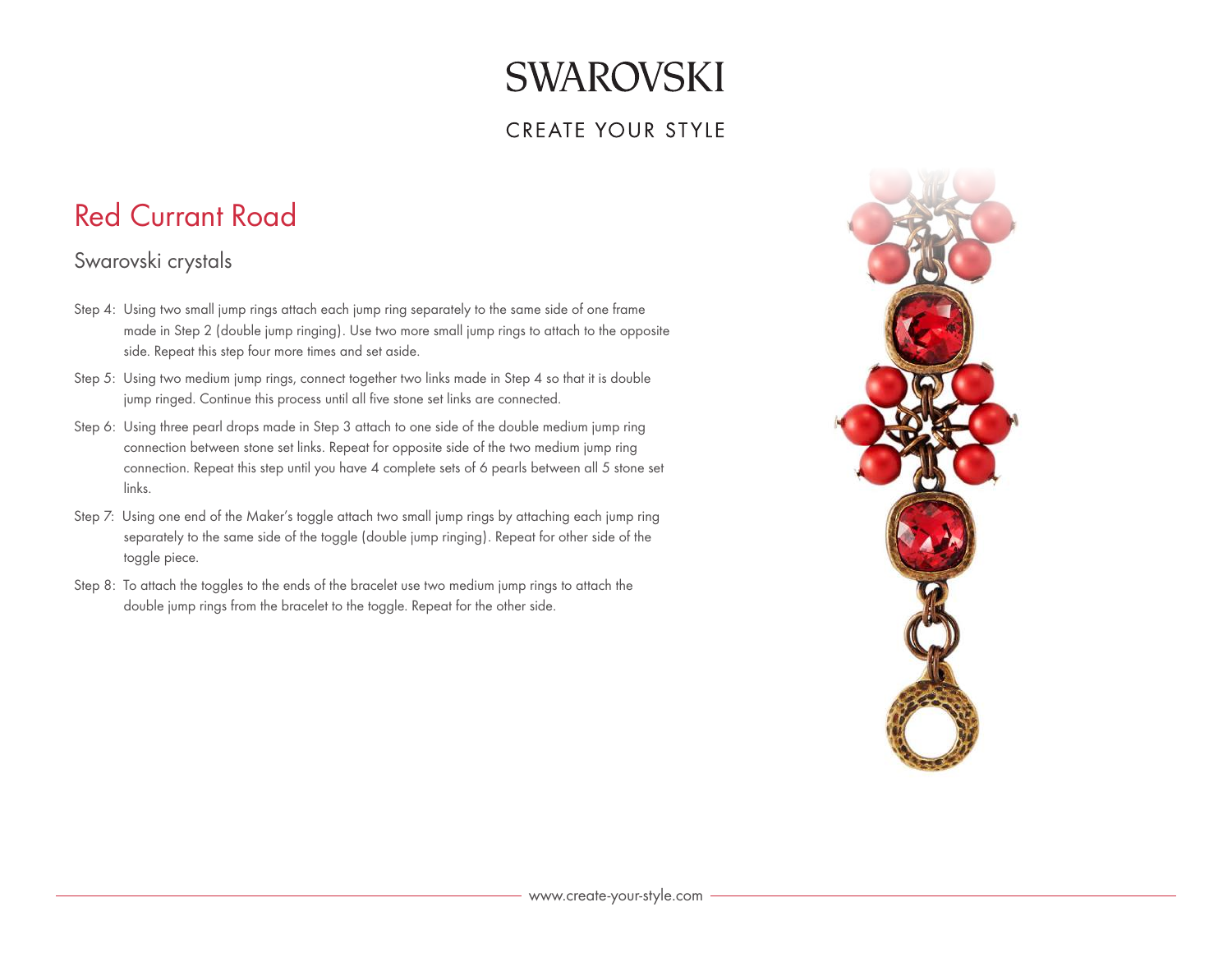# SWAROVSKI

CREATE YOUR STYLE

## Red Currant Road

### Swarovski crystals

- Step 4: Using two small jump rings attach each jump ring separately to the same side of one frame made in Step 2 (double jump ringing). Use two more small jump rings to attach to the opposite side. Repeat this step four more times and set aside.
- Step 5: Using two medium jump rings, connect together two links made in Step 4 so that it is double jump ringed. Continue this process until all five stone set links are connected.
- Step 6: Using three pearl drops made in Step 3 attach to one side of the double medium jump ring connection between stone set links. Repeat for opposite side of the two medium jump ring connection. Repeat this step until you have 4 complete sets of 6 pearls between all 5 stone set links.
- Step 7: Using one end of the Maker's toggle attach two small jump rings by attaching each jump ring separately to the same side of the toggle (double jump ringing). Repeat for other side of the toggle piece.
- Step 8: To attach the toggles to the ends of the bracelet use two medium jump rings to attach the double jump rings from the bracelet to the toggle. Repeat for the other side.

www.create-your-style.com